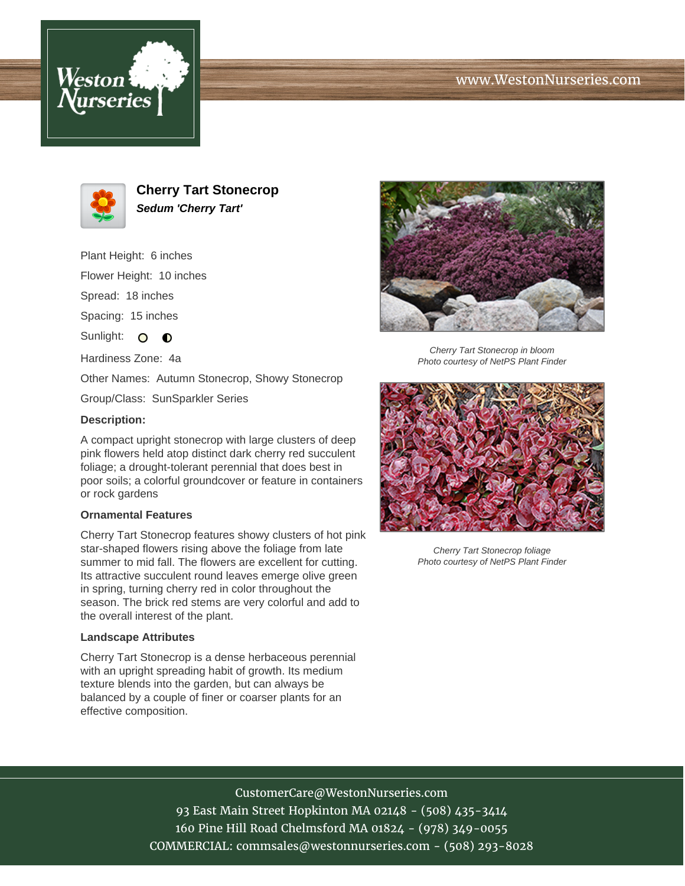# Cherry Tart Stonecrop

***Sedum 'Cherry Tart'***

Plant Height: 6 inches

Flower Height: 10 inches

Spread: 18 inches

Spacing: 15 inches

Sunlight: ○ ◐

Hardiness Zone: 4a

Other Names: Autumn Stonecrop, Showy Stonecrop

Group/Class: SunSparkler Series

**Description:**

A compact upright stonecrop with large clusters of deep pink flowers held atop distinct dark cherry red succulent foliage; a drought-tolerant perennial that does best in poor soils; a colorful groundcover or feature in containers or rock gardens

**Ornamental Features**

Cherry Tart Stonecrop features showy clusters of hot pink star-shaped flowers rising above the foliage from late summer to mid fall. The flowers are excellent for cutting. Its attractive succulent round leaves emerge olive green in spring, turning cherry red in color throughout the season. The brick red stems are very colorful and add to the overall interest of the plant.

**Landscape Attributes**

Cherry Tart Stonecrop is a dense herbaceous perennial with an upright spreading habit of growth. Its medium texture blends into the garden, but can always be balanced by a couple of finer or coarser plants for an effective composition.

*Cherry Tart Stonecrop in bloom*
*Photo courtesy of NetPS Plant Finder*

*Cherry Tart Stonecrop foliage*
*Photo courtesy of NetPS Plant Finder*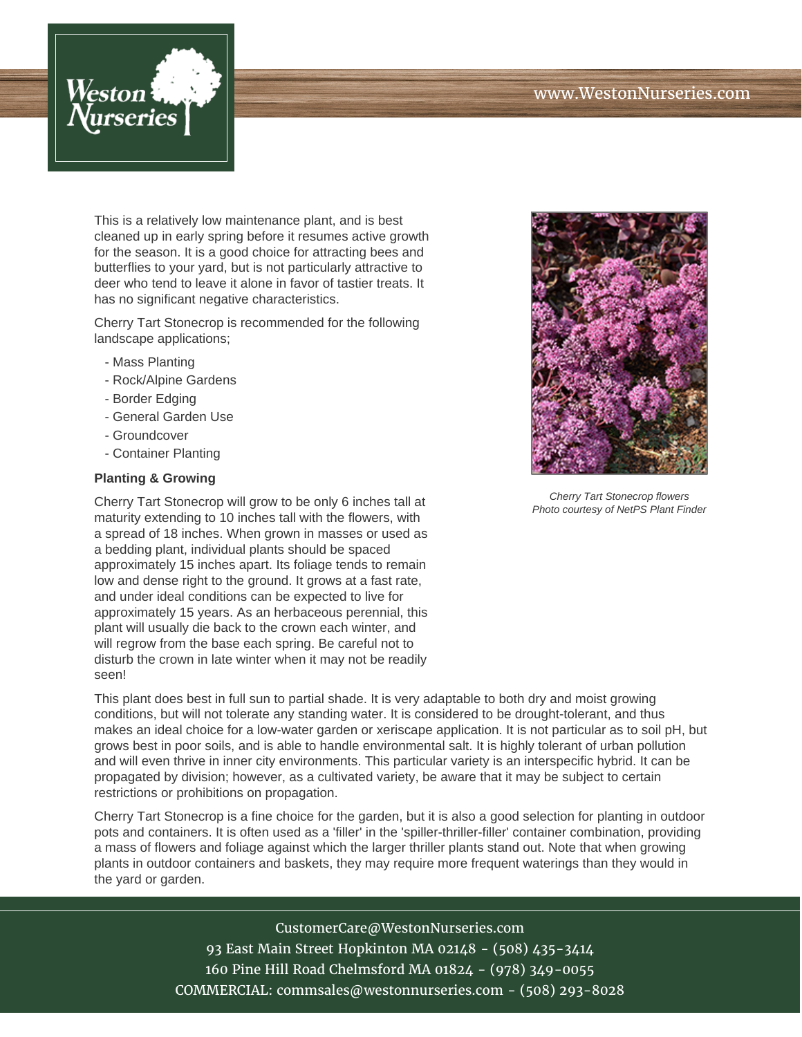This is a relatively low maintenance plant, and is best cleaned up in early spring before it resumes active growth for the season. It is a good choice for attracting bees and butterflies to your yard, but is not particularly attractive to deer who tend to leave it alone in favor of tastier treats. It has no significant negative characteristics.

Cherry Tart Stonecrop is recommended for the following landscape applications;

- Mass Planting
- Rock/Alpine Gardens
- Border Edging
- General Garden Use
- Groundcover
- Container Planting

*Cherry Tart Stonecrop flowers*
*Photo courtesy of NetPS Plant Finder*

**Planting & Growing**

Cherry Tart Stonecrop will grow to be only 6 inches tall at maturity extending to 10 inches tall with the flowers, with a spread of 18 inches. When grown in masses or used as a bedding plant, individual plants should be spaced approximately 15 inches apart. Its foliage tends to remain low and dense right to the ground. It grows at a fast rate, and under ideal conditions can be expected to live for approximately 15 years. As an herbaceous perennial, this plant will usually die back to the crown each winter, and will regrow from the base each spring. Be careful not to disturb the crown in late winter when it may not be readily seen!

This plant does best in full sun to partial shade. It is very adaptable to both dry and moist growing conditions, but will not tolerate any standing water. It is considered to be drought-tolerant, and thus makes an ideal choice for a low-water garden or xeriscape application. It is not particular as to soil pH, but grows best in poor soils, and is able to handle environmental salt. It is highly tolerant of urban pollution and will even thrive in inner city environments. This particular variety is an interspecific hybrid. It can be propagated by division; however, as a cultivated variety, be aware that it may be subject to certain restrictions or prohibitions on propagation.

Cherry Tart Stonecrop is a fine choice for the garden, but it is also a good selection for planting in outdoor pots and containers. It is often used as a 'filler' in the 'spiller-thriller-filler' container combination, providing a mass of flowers and foliage against which the larger thriller plants stand out. Note that when growing plants in outdoor containers and baskets, they may require more frequent waterings than they would in the yard or garden.